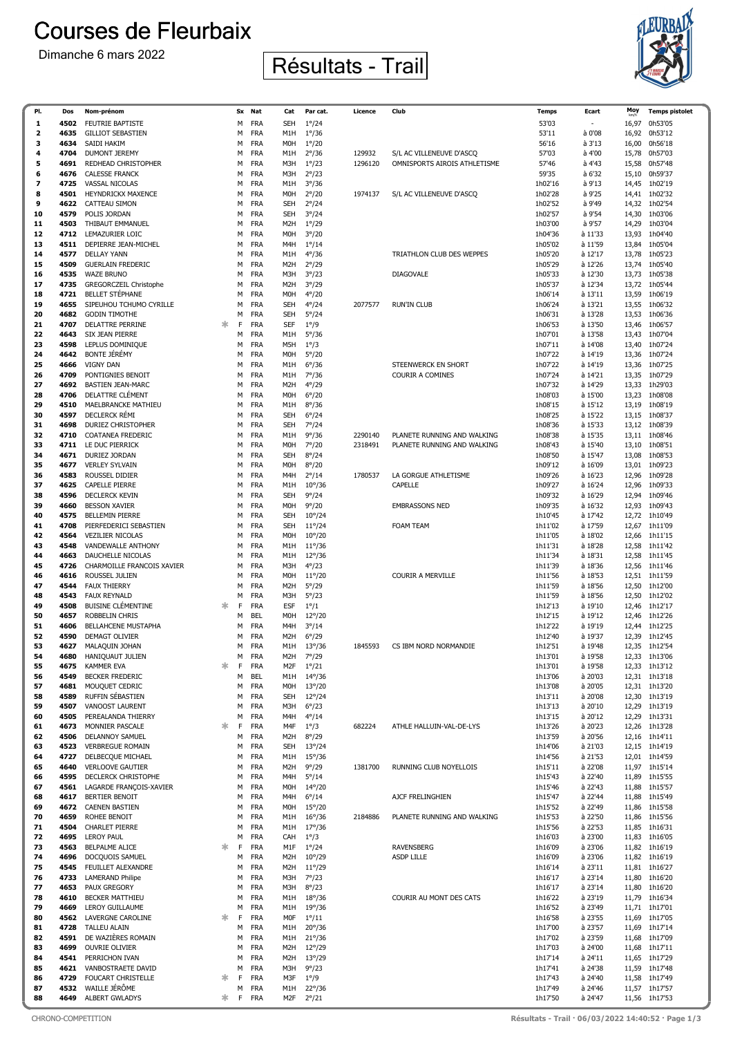# Courses de Fleurbaix

Dimanche 6 mars 2022

## Résultats - Trail

| Pl. | Dos | Nom-prénom | | Sx | Nat | Cat | Par cat. | Licence | Club | Temps | Ecart | Moy | Temps pistolet |
|---|---|---|---|---|---|---|---|---|---|---|---|---|---|
| 1 | 4502 | FEUTRIE BAPTISTE | | M | FRA | SEH | 1°/24 | | | 53'03 | - | 16,97 | 0h53'05 |
| 2 | 4635 | GILLIOT SEBASTIEN | | M | FRA | M1H | 1°/36 | | | 53'11 | à 0'08 | 16,92 | 0h53'12 |
| 3 | 4634 | SAIDI HAKIM | | M | FRA | M0H | 1°/20 | | | 56'16 | à 3'13 | 16,00 | 0h56'18 |
| 4 | 4704 | DUMONT JEREMY | | M | FRA | M1H | 2°/36 | 129932 | S/L AC VILLENEUVE D'ASCQ | 57'03 | à 4'00 | 15,78 | 0h57'03 |
| 5 | 4691 | REDHEAD CHRISTOPHER | | M | FRA | M3H | 1°/23 | 1296120 | OMNISPORTS AIROIS ATHLETISME | 57'46 | à 4'43 | 15,58 | 0h57'48 |
| 6 | 4676 | CALESSE FRANCK | | M | FRA | M3H | 2°/23 | | | 59'35 | à 6'32 | 15,10 | 0h59'37 |
| 7 | 4725 | VASSAL NICOLAS | | M | FRA | M1H | 3°/36 | | | 1h02'16 | à 9'13 | 14,45 | 1h02'19 |
| 8 | 4501 | HEYNDRICKX MAXENCE | | M | FRA | M0H | 2°/20 | 1974137 | S/L AC VILLENEUVE D'ASCQ | 1h02'28 | à 9'25 | 14,41 | 1h02'32 |
| 9 | 4622 | CATTEAU SIMON | | M | FRA | SEH | 2°/24 | | | 1h02'52 | à 9'49 | 14,32 | 1h02'54 |
| 10 | 4579 | POLIS JORDAN | | M | FRA | SEH | 3°/24 | | | 1h02'57 | à 9'54 | 14,30 | 1h03'06 |
| 11 | 4503 | THIBAUT EMMANUEL | | M | FRA | M2H | 1°/29 | | | 1h03'00 | à 9'57 | 14,29 | 1h03'04 |
| 12 | 4712 | LEMAZURIER LOIC | | M | FRA | M0H | 3°/20 | | | 1h04'36 | à 11'33 | 13,93 | 1h04'40 |
| 13 | 4511 | DEPIERRE JEAN-MICHEL | | M | FRA | M4H | 1°/14 | | | 1h05'02 | à 11'59 | 13,84 | 1h05'04 |
| 14 | 4577 | DELLAY YANN | | M | FRA | M1H | 4°/36 | | TRIATHLON CLUB DES WEPPES | 1h05'20 | à 12'17 | 13,78 | 1h05'23 |
| 15 | 4509 | GUERLAIN FREDERIC | | M | FRA | M2H | 2°/29 | | | 1h05'29 | à 12'26 | 13,74 | 1h05'40 |
| 16 | 4535 | WAZE BRUNO | | M | FRA | M3H | 3°/23 | | DIAGOVALE | 1h05'33 | à 12'30 | 13,73 | 1h05'38 |
| 17 | 4735 | GREGORCZEIL Christophe | | M | FRA | M2H | 3°/29 | | | 1h05'37 | à 12'34 | 13,72 | 1h05'44 |
| 18 | 4721 | BELLET STÉPHANE | | M | FRA | M0H | 4°/20 | | | 1h06'14 | à 13'11 | 13,59 | 1h06'19 |
| 19 | 4655 | SIPEUHOU TCHUMO CYRILLE | | M | FRA | SEH | 4°/24 | 2077577 | RUN'IN CLUB | 1h06'24 | à 13'21 | 13,55 | 1h06'32 |
| 20 | 4682 | GODIN TIMOTHE | | M | FRA | SEH | 5°/24 | | | 1h06'31 | à 13'28 | 13,53 | 1h06'36 |
| 21 | 4707 | DELATTRE PERRINE | * | F | FRA | SEF | 1°/9 | | | 1h06'53 | à 13'50 | 13,46 | 1h06'57 |
| 22 | 4643 | SIX JEAN PIERRE | | M | FRA | M1H | 5°/36 | | | 1h07'01 | à 13'58 | 13,43 | 1h07'04 |
| 23 | 4598 | LEPLUS DOMINIQUE | | M | FRA | M5H | 1°/3 | | | 1h07'11 | à 14'08 | 13,40 | 1h07'24 |
| 24 | 4642 | BONTE JÉRÉMY | | M | FRA | M0H | 5°/20 | | | 1h07'22 | à 14'19 | 13,36 | 1h07'24 |
| 25 | 4666 | VIGNY DAN | | M | FRA | M1H | 6°/36 | | STEENWERCK EN SHORT | 1h07'22 | à 14'19 | 13,36 | 1h07'25 |
| 26 | 4709 | PONTIGNIES BENOIT | | M | FRA | M1H | 7°/36 | | COURIR A COMINES | 1h07'24 | à 14'21 | 13,35 | 1h07'29 |
| 27 | 4692 | BASTIEN JEAN-MARC | | M | FRA | M2H | 4°/29 | | | 1h07'32 | à 14'29 | 13,33 | 1h29'03 |
| 28 | 4706 | DELATTRE CLÉMENT | | M | FRA | M0H | 6°/20 | | | 1h08'03 | à 15'00 | 13,23 | 1h08'08 |
| 29 | 4510 | MAELBRANCKE MATHIEU | | M | FRA | M1H | 8°/36 | | | 1h08'15 | à 15'12 | 13,19 | 1h08'19 |
| 30 | 4597 | DECLERCK RÉMI | | M | FRA | SEH | 6°/24 | | | 1h08'25 | à 15'22 | 13,15 | 1h08'37 |
| 31 | 4698 | DURIEZ CHRISTOPHER | | M | FRA | SEH | 7°/24 | | | 1h08'36 | à 15'33 | 13,12 | 1h08'39 |
| 32 | 4710 | COATANEA FREDERIC | | M | FRA | M1H | 9°/36 | 2290140 | PLANETE RUNNING AND WALKING | 1h08'38 | à 15'35 | 13,11 | 1h08'46 |
| 33 | 4711 | LE DUC PIERRICK | | M | FRA | M0H | 7°/20 | 2318491 | PLANETE RUNNING AND WALKING | 1h08'43 | à 15'40 | 13,10 | 1h08'51 |
| 34 | 4671 | DURIEZ JORDAN | | M | FRA | SEH | 8°/24 | | | 1h08'50 | à 15'47 | 13,08 | 1h08'53 |
| 35 | 4677 | VERLEY SYLVAIN | | M | FRA | M0H | 8°/20 | | | 1h09'12 | à 16'09 | 13,01 | 1h09'23 |
| 36 | 4583 | ROUSSEL DIDIER | | M | FRA | M4H | 2°/14 | 1780537 | LA GORGUE ATHLETISME | 1h09'26 | à 16'23 | 12,96 | 1h09'28 |
| 37 | 4625 | CAPELLE PIERRE | | M | FRA | M1H | 10°/36 | | CAPELLE | 1h09'27 | à 16'24 | 12,96 | 1h09'33 |
| 38 | 4596 | DECLERCK KEVIN | | M | FRA | SEH | 9°/24 | | | 1h09'32 | à 16'29 | 12,94 | 1h09'46 |
| 39 | 4660 | BESSON XAVIER | | M | FRA | M0H | 9°/20 | | EMBRASSONS NED | 1h09'35 | à 16'32 | 12,93 | 1h09'43 |
| 40 | 4575 | BELLEMIN PIERRE | | M | FRA | SEH | 10°/24 | | | 1h10'45 | à 17'42 | 12,72 | 1h10'49 |
| 41 | 4708 | PIERFEDERICI SEBASTIEN | | M | FRA | SEH | 11°/24 | | FOAM TEAM | 1h11'02 | à 17'59 | 12,67 | 1h11'09 |
| 42 | 4564 | VEZILIER NICOLAS | | M | FRA | M0H | 10°/20 | | | 1h11'05 | à 18'02 | 12,66 | 1h11'15 |
| 43 | 4548 | VANDEWALLE ANTHONY | | M | FRA | M1H | 11°/36 | | | 1h11'31 | à 18'28 | 12,58 | 1h11'42 |
| 44 | 4663 | DAUCHELLE NICOLAS | | M | FRA | M1H | 12°/36 | | | 1h11'34 | à 18'31 | 12,58 | 1h11'45 |
| 45 | 4726 | CHARMOILLE FRANCOIS XAVIER | | M | FRA | M3H | 4°/23 | | | 1h11'39 | à 18'36 | 12,56 | 1h11'46 |
| 46 | 4616 | ROUSSEL JULIEN | | M | FRA | M0H | 11°/20 | | COURIR A MERVILLE | 1h11'56 | à 18'53 | 12,51 | 1h11'59 |
| 47 | 4544 | FAUX THIERRY | | M | FRA | M2H | 5°/29 | | | 1h11'59 | à 18'56 | 12,50 | 1h12'00 |
| 48 | 4543 | FAUX REYNALD | | M | FRA | M3H | 5°/23 | | | 1h11'59 | à 18'56 | 12,50 | 1h12'02 |
| 49 | 4508 | BUISINE CLÉMENTINE | * | F | FRA | ESF | 1°/1 | | | 1h12'13 | à 19'10 | 12,46 | 1h12'17 |
| 50 | 4657 | ROBBELIN CHRIS | | M | BEL | M0H | 12°/20 | | | 1h12'15 | à 19'12 | 12,46 | 1h12'26 |
| 51 | 4606 | BELLAHCENE MUSTAPHA | | M | FRA | M4H | 3°/14 | | | 1h12'22 | à 19'19 | 12,44 | 1h12'25 |
| 52 | 4590 | DEMAGT OLIVIER | | M | FRA | M2H | 6°/29 | | | 1h12'40 | à 19'37 | 12,39 | 1h12'45 |
| 53 | 4627 | MALAQUIN JOHAN | | M | FRA | M1H | 13°/36 | 1845593 | CS IBM NORD NORMANDIE | 1h12'51 | à 19'48 | 12,35 | 1h12'54 |
| 54 | 4680 | HANIQUAUT JULIEN | | M | FRA | M2H | 7°/29 | | | 1h13'01 | à 19'58 | 12,33 | 1h13'06 |
| 55 | 4675 | KAMMER EVA | * | F | FRA | M2F | 1°/21 | | | 1h13'01 | à 19'58 | 12,33 | 1h13'12 |
| 56 | 4549 | BECKER FREDERIC | | M | BEL | M1H | 14°/36 | | | 1h13'06 | à 20'03 | 12,31 | 1h13'18 |
| 57 | 4681 | MOUQUET CEDRIC | | M | FRA | M0H | 13°/20 | | | 1h13'08 | à 20'05 | 12,31 | 1h13'20 |
| 58 | 4589 | RUFFIN SÉBASTIEN | | M | FRA | SEH | 12°/24 | | | 1h13'11 | à 20'08 | 12,30 | 1h13'19 |
| 59 | 4507 | VANOOST LAURENT | | M | FRA | M3H | 6°/23 | | | 1h13'13 | à 20'10 | 12,29 | 1h13'19 |
| 60 | 4505 | PEREALANDA THIERRY | | M | FRA | M4H | 4°/14 | | | 1h13'15 | à 20'12 | 12,29 | 1h13'31 |
| 61 | 4673 | MONNIER PASCALE | * | F | FRA | M4F | 1°/3 | 682224 | ATHLE HALLUIN-VAL-DE-LYS | 1h13'26 | à 20'23 | 12,26 | 1h13'28 |
| 62 | 4506 | DELANNOY SAMUEL | | M | FRA | M2H | 8°/29 | | | 1h13'59 | à 20'56 | 12,16 | 1h14'11 |
| 63 | 4523 | VERBREGUE ROMAIN | | M | FRA | SEH | 13°/24 | | | 1h14'06 | à 21'03 | 12,15 | 1h14'19 |
| 64 | 4727 | DELBECQUE MICHAEL | | M | FRA | M1H | 15°/36 | | | 1h14'56 | à 21'53 | 12,01 | 1h14'59 |
| 65 | 4640 | VERLOOVE GAUTIER | | M | FRA | M2H | 9°/29 | 1381700 | RUNNING CLUB NOYELLOIS | 1h15'11 | à 22'08 | 11,97 | 1h15'14 |
| 66 | 4595 | DECLERCK CHRISTOPHE | | M | FRA | M4H | 5°/14 | | | 1h15'43 | à 22'40 | 11,89 | 1h15'55 |
| 67 | 4561 | LAGARDE FRANÇOIS-XAVIER | | M | FRA | M0H | 14°/20 | | | 1h15'46 | à 22'43 | 11,88 | 1h15'57 |
| 68 | 4617 | BERTIER BENOIT | | M | FRA | M4H | 6°/14 | | AJCF FRELINGHIEN | 1h15'47 | à 22'44 | 11,88 | 1h15'49 |
| 69 | 4672 | CAENEN BASTIEN | | M | FRA | M0H | 15°/20 | | | 1h15'52 | à 22'49 | 11,86 | 1h15'58 |
| 70 | 4659 | ROHEE BENOIT | | M | FRA | M1H | 16°/36 | 2184886 | PLANETE RUNNING AND WALKING | 1h15'53 | à 22'50 | 11,86 | 1h15'56 |
| 71 | 4504 | CHARLET PIERRE | | M | FRA | M1H | 17°/36 | | | 1h15'56 | à 22'53 | 11,85 | 1h16'31 |
| 72 | 4695 | LEROY PAUL | | M | FRA | CAH | 1°/3 | | | 1h16'03 | à 23'00 | 11,83 | 1h16'05 |
| 73 | 4563 | BELPALME ALICE | * | F | FRA | M1F | 1°/24 | | RAVENSBERG | 1h16'09 | à 23'06 | 11,82 | 1h16'19 |
| 74 | 4696 | DOCQUOIS SAMUEL | | M | FRA | M2H | 10°/29 | | ASDP LILLE | 1h16'09 | à 23'06 | 11,82 | 1h16'19 |
| 75 | 4545 | FEUILLET ALEXANDRE | | M | FRA | M2H | 11°/29 | | | 1h16'14 | à 23'11 | 11,81 | 1h16'27 |
| 76 | 4733 | LAMERAND Philipe | | M | FRA | M3H | 7°/23 | | | 1h16'17 | à 23'14 | 11,80 | 1h16'20 |
| 77 | 4653 | PAUX GREGORY | | M | FRA | M3H | 8°/23 | | | 1h16'17 | à 23'14 | 11,80 | 1h16'20 |
| 78 | 4610 | BECKER MATTHIEU | | M | FRA | M1H | 18°/36 | | COURIR AU MONT DES CATS | 1h16'22 | à 23'19 | 11,79 | 1h16'34 |
| 79 | 4669 | LEROY GUILLAUME | | M | FRA | M1H | 19°/36 | | | 1h16'52 | à 23'49 | 11,71 | 1h17'01 |
| 80 | 4562 | LAVERGNE CAROLINE | * | F | FRA | M0F | 1°/11 | | | 1h16'58 | à 23'55 | 11,69 | 1h17'05 |
| 81 | 4728 | TALLEU ALAIN | | M | FRA | M1H | 20°/36 | | | 1h17'00 | à 23'57 | 11,69 | 1h17'14 |
| 82 | 4591 | DE WAZIÈRES ROMAIN | | M | FRA | M1H | 21°/36 | | | 1h17'02 | à 23'59 | 11,68 | 1h17'09 |
| 83 | 4699 | OUVRIE OLIVIER | | M | FRA | M2H | 12°/29 | | | 1h17'03 | à 24'00 | 11,68 | 1h17'11 |
| 84 | 4541 | PERRICHON IVAN | | M | FRA | M2H | 13°/29 | | | 1h17'14 | à 24'11 | 11,65 | 1h17'29 |
| 85 | 4621 | VANBOSTRAETE DAVID | | M | FRA | M3H | 9°/23 | | | 1h17'41 | à 24'38 | 11,59 | 1h17'48 |
| 86 | 4729 | FOUCART CHRISTELLE | * | F | FRA | M3F | 1°/9 | | | 1h17'43 | à 24'40 | 11,58 | 1h17'49 |
| 87 | 4532 | WAILLE JÉRÔME | | M | FRA | M1H | 22°/36 | | | 1h17'49 | à 24'46 | 11,57 | 1h17'57 |
| 88 | 4649 | ALBERT GWLADYS | * | F | FRA | M2F | 2°/21 | | | 1h17'50 | à 24'47 | 11,56 | 1h17'53 |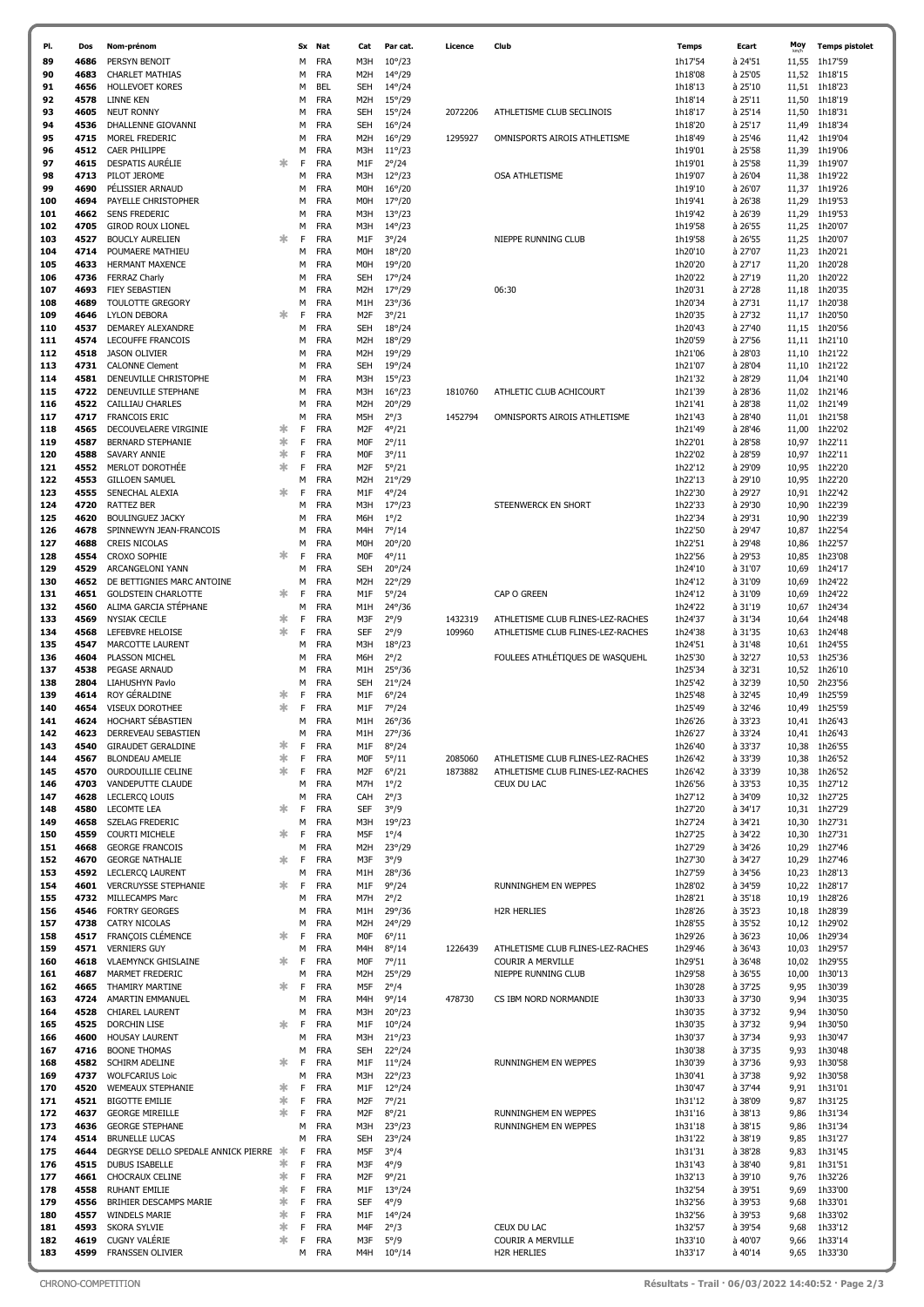| Pl. | Dos | Nom-prénom | | Sx | Nat | Cat | Par cat. | Licence | Club | Temps | Ecart | Moy km/h | Temps pistolet |
|---|---|---|---|---|---|---|---|---|---|---|---|---|---|
| 89 | 4686 | PERSYN BENOIT | | M | FRA | M3H | 10°/23 | | | 1h17'54 | à 24'51 | 11,55 | 1h17'59 |
| 90 | 4683 | CHARLET MATHIAS | | M | FRA | M2H | 14°/29 | | | 1h18'08 | à 25'05 | 11,52 | 1h18'15 |
| 91 | 4656 | HOLLEVOET KORES | | M | BEL | SEH | 14°/24 | | | 1h18'13 | à 25'10 | 11,51 | 1h18'23 |
| 92 | 4578 | LINK KEN | | M | FRA | M2H | 15°/29 | | | 1h18'14 | à 25'11 | 11,50 | 1h18'19 |
| 93 | 4605 | NEUT RONNY | | M | FRA | SEH | 15°/24 | 2072206 | ATHLETISME CLUB SECLINOIS | 1h18'17 | à 25'14 | 11,50 | 1h18'31 |
| 94 | 4536 | DHALLENNE GIOVANNI | | M | FRA | SEH | 16°/24 | | | 1h18'20 | à 25'17 | 11,49 | 1h18'34 |
| 95 | 4715 | MOREL FREDERIC | | M | FRA | M2H | 16°/29 | 1295927 | OMNISPORTS AIROIS ATHLETISME | 1h18'49 | à 25'46 | 11,42 | 1h19'04 |
| 96 | 4512 | CAER PHILIPPE | | M | FRA | M3H | 11°/23 | | | 1h19'01 | à 25'58 | 11,39 | 1h19'06 |
| 97 | 4615 | DESPATIS AURÉLIE | * | F | FRA | M1F | 2°/24 | | | 1h19'01 | à 25'58 | 11,39 | 1h19'07 |
| 98 | 4713 | PILOT JEROME | | M | FRA | M3H | 12°/23 | | OSA ATHLETISME | 1h19'07 | à 26'04 | 11,38 | 1h19'22 |
| 99 | 4690 | PÉLISSIER ARNAUD | | M | FRA | M0H | 16°/20 | | | 1h19'10 | à 26'07 | 11,37 | 1h19'26 |
| 100 | 4694 | PAYELLE CHRISTOPHER | | M | FRA | M0H | 17°/20 | | | 1h19'41 | à 26'38 | 11,29 | 1h19'53 |
| 101 | 4662 | SENS FREDERIC | | M | FRA | M3H | 13°/23 | | | 1h19'42 | à 26'39 | 11,29 | 1h19'53 |
| 102 | 4705 | GIROD ROUX LIONEL | | M | FRA | M3H | 14°/23 | | | 1h19'58 | à 26'55 | 11,25 | 1h20'07 |
| 103 | 4527 | BOUCLY AURELIEN | * | F | FRA | M1F | 3°/24 | | NIEPPE RUNNING CLUB | 1h19'58 | à 26'55 | 11,25 | 1h20'07 |
| 104 | 4714 | POUMAERE MATHIEU | | M | FRA | M0H | 18°/20 | | | 1h20'10 | à 27'07 | 11,23 | 1h20'21 |
| 105 | 4633 | HERMANT MAXENCE | | M | FRA | M0H | 19°/20 | | | 1h20'20 | à 27'17 | 11,20 | 1h20'28 |
| 106 | 4736 | FERRAZ Charly | | M | FRA | SEH | 17°/24 | | | 1h20'22 | à 27'19 | 11,20 | 1h20'22 |
| 107 | 4693 | FIEY SEBASTIEN | | M | FRA | M2H | 17°/29 | | 06:30 | 1h20'31 | à 27'28 | 11,18 | 1h20'35 |
| 108 | 4689 | TOULOTTE GREGORY | | M | FRA | M1H | 23°/36 | | | 1h20'34 | à 27'31 | 11,17 | 1h20'38 |
| 109 | 4646 | LYLON DEBORA | * | F | FRA | M2F | 3°/21 | | | 1h20'35 | à 27'32 | 11,17 | 1h20'50 |
| 110 | 4537 | DEMAREY ALEXANDRE | | M | FRA | SEH | 18°/24 | | | 1h20'43 | à 27'40 | 11,15 | 1h20'56 |
| 111 | 4574 | LECOUFFE FRANCOIS | | M | FRA | M2H | 18°/29 | | | 1h20'59 | à 27'56 | 11,11 | 1h21'10 |
| 112 | 4518 | JASON OLIVIER | | M | FRA | M2H | 19°/29 | | | 1h21'06 | à 28'03 | 11,10 | 1h21'22 |
| 113 | 4731 | CALONNE Clement | | M | FRA | SEH | 19°/24 | | | 1h21'07 | à 28'04 | 11,10 | 1h21'22 |
| 114 | 4581 | DENEUVILLE CHRISTOPHE | | M | FRA | M3H | 15°/23 | | | 1h21'32 | à 28'29 | 11,04 | 1h21'40 |
| 115 | 4722 | DENEUVILLE STEPHANE | | M | FRA | M3H | 16°/23 | 1810760 | ATHLETIC CLUB ACHICOURT | 1h21'39 | à 28'36 | 11,02 | 1h21'46 |
| 116 | 4522 | CAILLIAU CHARLES | | M | FRA | M2H | 20°/29 | | | 1h21'41 | à 28'38 | 11,02 | 1h21'49 |
| 117 | 4717 | FRANCOIS ERIC | | M | FRA | M5H | 2°/3 | 1452794 | OMNISPORTS AIROIS ATHLETISME | 1h21'43 | à 28'40 | 11,01 | 1h21'58 |
| 118 | 4565 | DECOUVELAERE VIRGINIE | * | F | FRA | M2F | 4°/21 | | | 1h21'49 | à 28'46 | 11,00 | 1h22'02 |
| 119 | 4587 | BERNARD STEPHANIE | * | F | FRA | M0F | 2°/11 | | | 1h22'01 | à 28'58 | 10,97 | 1h22'11 |
| 120 | 4588 | SAVARY ANNIE | * | F | FRA | M0F | 3°/11 | | | 1h22'02 | à 28'59 | 10,97 | 1h22'11 |
| 121 | 4552 | MERLOT DOROTHÉE | * | F | FRA | M2F | 5°/21 | | | 1h22'12 | à 29'09 | 10,95 | 1h22'20 |
| 122 | 4553 | GILLOEN SAMUEL | | M | FRA | M2H | 21°/29 | | | 1h22'13 | à 29'10 | 10,95 | 1h22'20 |
| 123 | 4555 | SENECHAL ALEXIA | * | F | FRA | M1F | 4°/24 | | | 1h22'30 | à 29'27 | 10,91 | 1h22'42 |
| 124 | 4720 | RATTEZ BER | | M | FRA | M3H | 17°/23 | | STEENWERCK EN SHORT | 1h22'33 | à 29'30 | 10,90 | 1h22'39 |
| 125 | 4620 | BOULINGUEZ JACKY | | M | FRA | M6H | 1°/2 | | | 1h22'34 | à 29'31 | 10,90 | 1h22'39 |
| 126 | 4678 | SPINNEWYN JEAN-FRANCOIS | | M | FRA | M4H | 7°/14 | | | 1h22'50 | à 29'47 | 10,87 | 1h22'54 |
| 127 | 4688 | CREIS NICOLAS | | M | FRA | M0H | 20°/20 | | | 1h22'51 | à 29'48 | 10,86 | 1h22'57 |
| 128 | 4554 | CROXO SOPHIE | * | F | FRA | M0F | 4°/11 | | | 1h22'56 | à 29'53 | 10,85 | 1h23'08 |
| 129 | 4529 | ARCANGELONI YANN | | M | FRA | SEH | 20°/24 | | | 1h24'10 | à 31'07 | 10,69 | 1h24'17 |
| 130 | 4652 | DE BETTIGNIES MARC ANTOINE | | M | FRA | M2H | 22°/29 | | | 1h24'12 | à 31'09 | 10,69 | 1h24'22 |
| 131 | 4651 | GOLDSTEIN CHARLOTTE | * | F | FRA | M1F | 5°/24 | | CAP O GREEN | 1h24'12 | à 31'09 | 10,69 | 1h24'22 |
| 132 | 4560 | ALIMA GARCIA STÉPHANE | | M | FRA | M1H | 24°/36 | | | 1h24'22 | à 31'19 | 10,67 | 1h24'34 |
| 133 | 4569 | NYSIAK CECILE | * | F | FRA | M3F | 2°/9 | 1432319 | ATHLETISME CLUB FLINES-LEZ-RACHES | 1h24'37 | à 31'34 | 10,64 | 1h24'48 |
| 134 | 4568 | LEFEBVRE HELOISE | * | F | FRA | SEF | 2°/9 | 109960 | ATHLETISME CLUB FLINES-LEZ-RACHES | 1h24'38 | à 31'35 | 10,63 | 1h24'48 |
| 135 | 4547 | MARCOTTE LAURENT | | M | FRA | M3H | 18°/23 | | | 1h24'51 | à 31'48 | 10,61 | 1h24'55 |
| 136 | 4604 | PLASSON MICHEL | | M | FRA | M6H | 2°/2 | | FOULEES ATHLÉTIQUES DE WASQUEHL | 1h25'30 | à 32'27 | 10,53 | 1h25'36 |
| 137 | 4538 | PEGASE ARNAUD | | M | FRA | M1H | 25°/36 | | | 1h25'34 | à 32'31 | 10,52 | 1h26'10 |
| 138 | 2804 | LIAHUSHYN Pavlo | | M | FRA | SEH | 21°/24 | | | 1h25'42 | à 32'39 | 10,50 | 2h23'56 |
| 139 | 4614 | ROY GÉRALDINE | * | F | FRA | M1F | 6°/24 | | | 1h25'48 | à 32'45 | 10,49 | 1h25'59 |
| 140 | 4654 | VISEUX DOROTHEE | * | F | FRA | M1F | 7°/24 | | | 1h25'49 | à 32'46 | 10,49 | 1h25'59 |
| 141 | 4624 | HOCHART SÉBASTIEN | | M | FRA | M1H | 26°/36 | | | 1h26'26 | à 33'23 | 10,41 | 1h26'43 |
| 142 | 4623 | DERREVEAU SEBASTIEN | | M | FRA | M1H | 27°/36 | | | 1h26'27 | à 33'24 | 10,41 | 1h26'43 |
| 143 | 4540 | GIRAUDET GERALDINE | * | F | FRA | M1F | 8°/24 | | | 1h26'40 | à 33'37 | 10,38 | 1h26'55 |
| 144 | 4567 | BLONDEAU AMELIE | * | F | FRA | M0F | 5°/11 | 2085060 | ATHLETISME CLUB FLINES-LEZ-RACHES | 1h26'42 | à 33'39 | 10,38 | 1h26'52 |
| 145 | 4570 | OURDOUILLIE CELINE | * | F | FRA | M2F | 6°/21 | 1873882 | ATHLETISME CLUB FLINES-LEZ-RACHES | 1h26'42 | à 33'39 | 10,38 | 1h26'52 |
| 146 | 4703 | VANDEPUTTE CLAUDE | | M | FRA | M7H | 1°/2 | | CEUX DU LAC | 1h26'56 | à 33'53 | 10,35 | 1h27'12 |
| 147 | 4628 | LECLERCQ LOUIS | | M | FRA | CAH | 2°/3 | | | 1h27'12 | à 34'09 | 10,32 | 1h27'25 |
| 148 | 4580 | LECOMTE LEA | * | F | FRA | SEF | 3°/9 | | | 1h27'20 | à 34'17 | 10,31 | 1h27'29 |
| 149 | 4658 | SZELAG FREDERIC | | M | FRA | M3H | 19°/23 | | | 1h27'24 | à 34'21 | 10,30 | 1h27'31 |
| 150 | 4559 | COURTI MICHELE | * | F | FRA | M5F | 1°/4 | | | 1h27'25 | à 34'22 | 10,30 | 1h27'31 |
| 151 | 4668 | GEORGE FRANCOIS | | M | FRA | M2H | 23°/29 | | | 1h27'29 | à 34'26 | 10,29 | 1h27'46 |
| 152 | 4670 | GEORGE NATHALIE | * | F | FRA | M3F | 3°/9 | | | 1h27'30 | à 34'27 | 10,29 | 1h27'46 |
| 153 | 4592 | LECLERCQ LAURENT | | M | FRA | M1H | 28°/36 | | | 1h27'59 | à 34'56 | 10,23 | 1h28'13 |
| 154 | 4601 | VERCRUYSSE STEPHANIE | * | F | FRA | M1F | 9°/24 | | RUNNINGHEM EN WEPPES | 1h28'02 | à 34'59 | 10,22 | 1h28'17 |
| 155 | 4732 | MILLECAMPS Marc | | M | FRA | M7H | 2°/2 | | | 1h28'21 | à 35'18 | 10,19 | 1h28'26 |
| 156 | 4546 | FORTRY GEORGES | | M | FRA | M1H | 29°/36 | | H2R HERLIES | 1h28'26 | à 35'23 | 10,18 | 1h28'39 |
| 157 | 4738 | CATRY NICOLAS | | M | FRA | M2H | 24°/29 | | | 1h28'55 | à 35'52 | 10,12 | 1h29'02 |
| 158 | 4517 | FRANÇOIS CLÉMENCE | * | F | FRA | M0F | 6°/11 | | | 1h29'26 | à 36'23 | 10,06 | 1h29'34 |
| 159 | 4571 | VERNIERS GUY | | M | FRA | M4H | 8°/14 | 1226439 | ATHLETISME CLUB FLINES-LEZ-RACHES | 1h29'46 | à 36'43 | 10,03 | 1h29'57 |
| 160 | 4618 | VLAEMYNCK GHISLAINE | * | F | FRA | M0F | 7°/11 | | COURIR A MERVILLE | 1h29'51 | à 36'48 | 10,02 | 1h29'55 |
| 161 | 4687 | MARMET FREDERIC | | M | FRA | M2H | 25°/29 | | NIEPPE RUNNING CLUB | 1h29'58 | à 36'55 | 10,00 | 1h30'13 |
| 162 | 4665 | THAMIRY MARTINE | * | F | FRA | M5F | 2°/4 | | | 1h30'28 | à 37'25 | 9,95 | 1h30'39 |
| 163 | 4724 | AMARTIN EMMANUEL | | M | FRA | M4H | 9°/14 | 478730 | CS IBM NORD NORMANDIE | 1h30'33 | à 37'30 | 9,94 | 1h30'35 |
| 164 | 4528 | CHIAREL LAURENT | | M | FRA | M3H | 20°/23 | | | 1h30'35 | à 37'32 | 9,94 | 1h30'50 |
| 165 | 4525 | DORCHIN LISE | * | F | FRA | M1F | 10°/24 | | | 1h30'35 | à 37'32 | 9,94 | 1h30'50 |
| 166 | 4600 | HOUSAY LAURENT | | M | FRA | M3H | 21°/23 | | | 1h30'37 | à 37'34 | 9,93 | 1h30'47 |
| 167 | 4716 | BOONE THOMAS | | M | FRA | SEH | 22°/24 | | | 1h30'38 | à 37'35 | 9,93 | 1h30'48 |
| 168 | 4582 | SCHIRM ADELINE | * | F | FRA | M1F | 11°/24 | | RUNNINGHEM EN WEPPES | 1h30'39 | à 37'36 | 9,93 | 1h30'58 |
| 169 | 4737 | WOLFCARIUS Loic | | M | FRA | M3H | 22°/23 | | | 1h30'41 | à 37'38 | 9,92 | 1h30'58 |
| 170 | 4520 | WEMEAUX STEPHANIE | * | F | FRA | M1F | 12°/24 | | | 1h30'47 | à 37'44 | 9,91 | 1h31'01 |
| 171 | 4521 | BIGOTTE EMILIE | * | F | FRA | M2F | 7°/21 | | | 1h31'12 | à 38'09 | 9,87 | 1h31'25 |
| 172 | 4637 | GEORGE MIREILLE | * | F | FRA | M2F | 8°/21 | | RUNNINGHEM EN WEPPES | 1h31'16 | à 38'13 | 9,86 | 1h31'34 |
| 173 | 4636 | GEORGE STEPHANE | | M | FRA | M3H | 23°/23 | | RUNNINGHEM EN WEPPES | 1h31'18 | à 38'15 | 9,86 | 1h31'34 |
| 174 | 4514 | BRUNELLE LUCAS | | M | FRA | SEH | 23°/24 | | | 1h31'22 | à 38'19 | 9,85 | 1h31'27 |
| 175 | 4644 | DEGRYSE DELLO SPEDALE ANNICK PIERRE | * | F | FRA | M5F | 3°/4 | | | 1h31'31 | à 38'28 | 9,83 | 1h31'45 |
| 176 | 4515 | DUBUS ISABELLE | * | F | FRA | M3F | 4°/9 | | | 1h31'43 | à 38'40 | 9,81 | 1h31'51 |
| 177 | 4661 | CHOCRAUX CELINE | * | F | FRA | M2F | 9°/21 | | | 1h32'13 | à 39'10 | 9,76 | 1h32'26 |
| 178 | 4558 | RUHANT EMILIE | * | F | FRA | M1F | 13°/24 | | | 1h32'54 | à 39'51 | 9,69 | 1h33'00 |
| 179 | 4556 | BRIHIER DESCAMPS MARIE | * | F | FRA | SEF | 4°/9 | | | 1h32'56 | à 39'53 | 9,68 | 1h33'01 |
| 180 | 4557 | WINDELS MARIE | * | F | FRA | M1F | 14°/24 | | | 1h32'56 | à 39'53 | 9,68 | 1h33'02 |
| 181 | 4593 | SKORA SYLVIE | * | F | FRA | M4F | 2°/3 | | CEUX DU LAC | 1h32'57 | à 39'54 | 9,68 | 1h33'12 |
| 182 | 4619 | CUGNY VALÉRIE | * | F | FRA | M3F | 5°/9 | | COURIR A MERVILLE | 1h33'10 | à 40'07 | 9,66 | 1h33'14 |
| 183 | 4599 | FRANSSEN OLIVIER | | M | FRA | M4H | 10°/14 | | H2R HERLIES | 1h33'17 | à 40'14 | 9,65 | 1h33'30 |

CHRONO-COMPETITION Résultats - Trail · 06/03/2022 14:40:52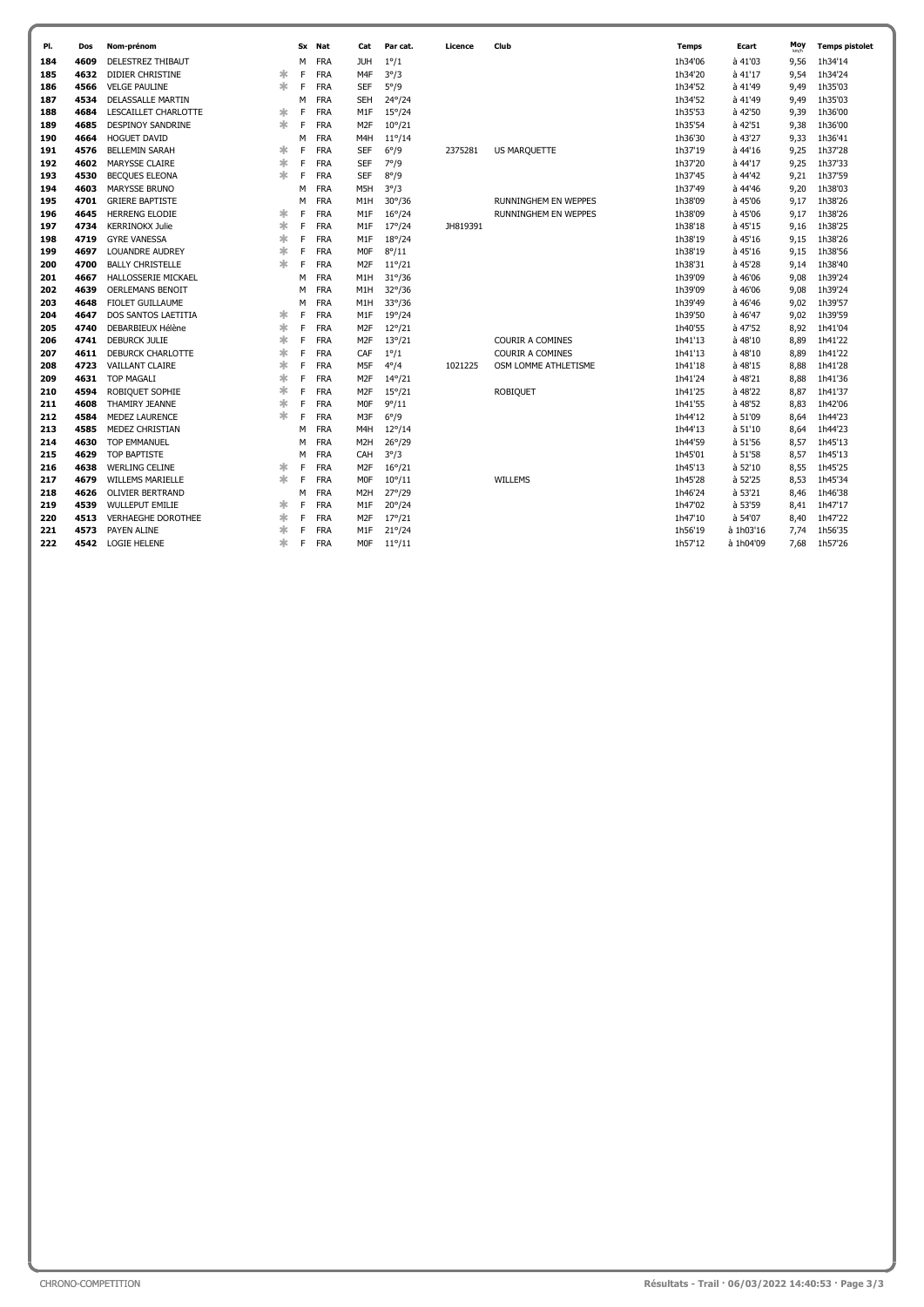| Pl. | Dos | Nom-prénom | | Sx | Nat | Cat | Par cat. | Licence | Club | Temps | Ecart | Moy km/h | Temps pistolet |
|---|---|---|---|---|---|---|---|---|---|---|---|---|---|
| 184 | 4609 | DELESTREZ THIBAUT | | M | FRA | JUH | 1°/1 | | | 1h34'06 | à 41'03 | 9,56 | 1h34'14 |
| 185 | 4632 | DIDIER CHRISTINE | * | F | FRA | M4F | 3°/3 | | | 1h34'20 | à 41'17 | 9,54 | 1h34'24 |
| 186 | 4566 | VELGE PAULINE | * | F | FRA | SEF | 5°/9 | | | 1h34'52 | à 41'49 | 9,49 | 1h35'03 |
| 187 | 4534 | DELASSALLE MARTIN | | M | FRA | SEH | 24°/24 | | | 1h34'52 | à 41'49 | 9,49 | 1h35'03 |
| 188 | 4684 | LESCAILLET CHARLOTTE | * | F | FRA | M1F | 15°/24 | | | 1h35'53 | à 42'50 | 9,39 | 1h36'00 |
| 189 | 4685 | DESPINOY SANDRINE | * | F | FRA | M2F | 10°/21 | | | 1h35'54 | à 42'51 | 9,38 | 1h36'00 |
| 190 | 4664 | HOGUET DAVID | | M | FRA | M4H | 11°/14 | | | 1h36'30 | à 43'27 | 9,33 | 1h36'41 |
| 191 | 4576 | BELLEMIN SARAH | * | F | FRA | SEF | 6°/9 | 2375281 | US MARQUETTE | 1h37'19 | à 44'16 | 9,25 | 1h37'28 |
| 192 | 4602 | MARYSSE CLAIRE | * | F | FRA | SEF | 7°/9 | | | 1h37'20 | à 44'17 | 9,25 | 1h37'33 |
| 193 | 4530 | BECQUES ELEONA | * | F | FRA | SEF | 8°/9 | | | 1h37'45 | à 44'42 | 9,21 | 1h37'59 |
| 194 | 4603 | MARYSSE BRUNO | | M | FRA | M5H | 3°/3 | | | 1h37'49 | à 44'46 | 9,20 | 1h38'03 |
| 195 | 4701 | GRIERE BAPTISTE | | M | FRA | M1H | 30°/36 | | RUNNINGHEM EN WEPPES | 1h38'09 | à 45'06 | 9,17 | 1h38'26 |
| 196 | 4645 | HERRENG ELODIE | * | F | FRA | M1F | 16°/24 | | RUNNINGHEM EN WEPPES | 1h38'09 | à 45'06 | 9,17 | 1h38'26 |
| 197 | 4734 | KERRINOKX Julie | * | F | FRA | M1F | 17°/24 | JH819391 | | 1h38'18 | à 45'15 | 9,16 | 1h38'25 |
| 198 | 4719 | GYRE VANESSA | * | F | FRA | M1F | 18°/24 | | | 1h38'19 | à 45'16 | 9,15 | 1h38'26 |
| 199 | 4697 | LOUANDRE AUDREY | * | F | FRA | M0F | 8°/11 | | | 1h38'19 | à 45'16 | 9,15 | 1h38'56 |
| 200 | 4700 | BALLY CHRISTELLE | * | F | FRA | M2F | 11°/21 | | | 1h38'31 | à 45'28 | 9,14 | 1h38'40 |
| 201 | 4667 | HALLOSSERIE MICKAEL | | M | FRA | M1H | 31°/36 | | | 1h39'09 | à 46'06 | 9,08 | 1h39'24 |
| 202 | 4639 | OERLEMANS BENOIT | | M | FRA | M1H | 32°/36 | | | 1h39'09 | à 46'06 | 9,08 | 1h39'24 |
| 203 | 4648 | FIOLET GUILLAUME | | M | FRA | M1H | 33°/36 | | | 1h39'49 | à 46'46 | 9,02 | 1h39'57 |
| 204 | 4647 | DOS SANTOS LAETITIA | * | F | FRA | M1F | 19°/24 | | | 1h39'50 | à 46'47 | 9,02 | 1h39'59 |
| 205 | 4740 | DEBARBIEUX Hélène | * | F | FRA | M2F | 12°/21 | | | 1h40'55 | à 47'52 | 8,92 | 1h41'04 |
| 206 | 4741 | DEBURCK JULIE | * | F | FRA | M2F | 13°/21 | | COURIR A COMINES | 1h41'13 | à 48'10 | 8,89 | 1h41'22 |
| 207 | 4611 | DEBURCK CHARLOTTE | * | F | FRA | CAF | 1°/1 | | COURIR A COMINES | 1h41'13 | à 48'10 | 8,89 | 1h41'22 |
| 208 | 4723 | VAILLANT CLAIRE | * | F | FRA | M5F | 4°/4 | 1021225 | OSM LOMME ATHLETISME | 1h41'18 | à 48'15 | 8,88 | 1h41'28 |
| 209 | 4631 | TOP MAGALI | * | F | FRA | M2F | 14°/21 | | | 1h41'24 | à 48'21 | 8,88 | 1h41'36 |
| 210 | 4594 | ROBIQUET SOPHIE | * | F | FRA | M2F | 15°/21 | | ROBIQUET | 1h41'25 | à 48'22 | 8,87 | 1h41'37 |
| 211 | 4608 | THAMIRY JEANNE | * | F | FRA | M0F | 9°/11 | | | 1h41'55 | à 48'52 | 8,83 | 1h42'06 |
| 212 | 4584 | MEDEZ LAURENCE | * | F | FRA | M3F | 6°/9 | | | 1h44'12 | à 51'09 | 8,64 | 1h44'23 |
| 213 | 4585 | MEDEZ CHRISTIAN | | M | FRA | M4H | 12°/14 | | | 1h44'13 | à 51'10 | 8,64 | 1h44'23 |
| 214 | 4630 | TOP EMMANUEL | | M | FRA | M2H | 26°/29 | | | 1h44'59 | à 51'56 | 8,57 | 1h45'13 |
| 215 | 4629 | TOP BAPTISTE | | M | FRA | CAH | 3°/3 | | | 1h45'01 | à 51'58 | 8,57 | 1h45'13 |
| 216 | 4638 | WERLING CELINE | * | F | FRA | M2F | 16°/21 | | | 1h45'13 | à 52'10 | 8,55 | 1h45'25 |
| 217 | 4679 | WILLEMS MARIELLE | * | F | FRA | M0F | 10°/11 | | WILLEMS | 1h45'28 | à 52'25 | 8,53 | 1h45'34 |
| 218 | 4626 | OLIVIER BERTRAND | | M | FRA | M2H | 27°/29 | | | 1h46'24 | à 53'21 | 8,46 | 1h46'38 |
| 219 | 4539 | WULLEPUT EMILIE | * | F | FRA | M1F | 20°/24 | | | 1h47'02 | à 53'59 | 8,41 | 1h47'17 |
| 220 | 4513 | VERHAEGHE DOROTHEE | * | F | FRA | M2F | 17°/21 | | | 1h47'10 | à 54'07 | 8,40 | 1h47'22 |
| 221 | 4573 | PAYEN ALINE | * | F | FRA | M1F | 21°/24 | | | 1h56'19 | à 1h03'16 | 7,74 | 1h56'35 |
| 222 | 4542 | LOGIE HELENE | * | F | FRA | M0F | 11°/11 | | | 1h57'12 | à 1h04'09 | 7,68 | 1h57'26 |

CHRONO-COMPETITION

Résultats - Trail · 06/03/2022 14:40:53